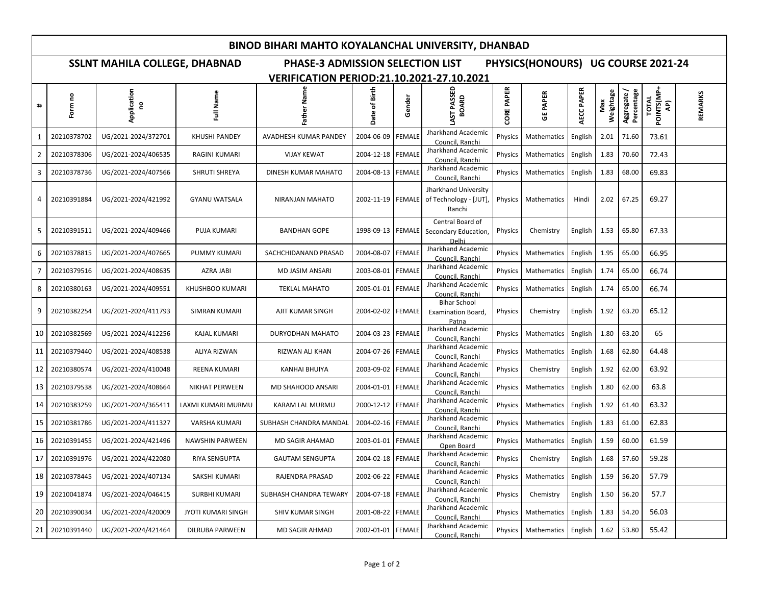# BINOD BIHARI MAHTO KOYALANCHAL UNIVERSITY, DHANBAD

## SSLNT MAHILA COLLEGE, DHABNAD PHASE-3 ADMISSION SELECTION LIST PHYSICS(HONOURS) UG COURSE 2021-24

### VERIFICATION PERIOD:21.10.2021-27.10.2021

| # | Form no | Application no | Full Name | Father Name | Date of Birth | Gender | LAST PASSED BOARD | CORE PAPER | GE PAPER | AECC PAPER | Max Weightage | Aggregate / Percentage | TOTAL POINTS(MP+AP) | REMARKS |
|---|---|---|---|---|---|---|---|---|---|---|---|---|---|---|
| 1 | 20210378702 | UG/2021-2024/372701 | KHUSHI PANDEY | AVADHESH KUMAR PANDEY | 2004-06-09 | FEMALE | Jharkhand Academic Council, Ranchi | Physics | Mathematics | English | 2.01 | 71.60 | 73.61 | |
| 2 | 20210378306 | UG/2021-2024/406535 | RAGINI KUMARI | VIJAY KEWAT | 2004-12-18 | FEMALE | Jharkhand Academic Council, Ranchi | Physics | Mathematics | English | 1.83 | 70.60 | 72.43 | |
| 3 | 20210378736 | UG/2021-2024/407566 | SHRUTI SHREYA | DINESH KUMAR MAHATO | 2004-08-13 | FEMALE | Jharkhand Academic Council, Ranchi | Physics | Mathematics | English | 1.83 | 68.00 | 69.83 | |
| 4 | 20210391884 | UG/2021-2024/421992 | GYANU WATSALA | NIRANJAN MAHATO | 2002-11-19 | FEMALE | Jharkhand University of Technology - [JUT], Ranchi | Physics | Mathematics | Hindi | 2.02 | 67.25 | 69.27 | |
| 5 | 20210391511 | UG/2021-2024/409466 | PUJA KUMARI | BANDHAN GOPE | 1998-09-13 | FEMALE | Central Board of Secondary Education, Delhi | Physics | Chemistry | English | 1.53 | 65.80 | 67.33 | |
| 6 | 20210378815 | UG/2021-2024/407665 | PUMMY KUMARI | SACHCHIDANAND PRASAD | 2004-08-07 | FEMALE | Jharkhand Academic Council, Ranchi | Physics | Mathematics | English | 1.95 | 65.00 | 66.95 | |
| 7 | 20210379516 | UG/2021-2024/408635 | AZRA JABI | MD JASIM ANSARI | 2003-08-01 | FEMALE | Jharkhand Academic Council, Ranchi | Physics | Mathematics | English | 1.74 | 65.00 | 66.74 | |
| 8 | 20210380163 | UG/2021-2024/409551 | KHUSHBOO KUMARI | TEKLAL MAHATO | 2005-01-01 | FEMALE | Jharkhand Academic Council, Ranchi | Physics | Mathematics | English | 1.74 | 65.00 | 66.74 | |
| 9 | 20210382254 | UG/2021-2024/411793 | SIMRAN KUMARI | AJIT KUMAR SINGH | 2004-02-02 | FEMALE | Bihar School Examination Board, Patna | Physics | Chemistry | English | 1.92 | 63.20 | 65.12 | |
| 10 | 20210382569 | UG/2021-2024/412256 | KAJAL KUMARI | DURYODHAN MAHATO | 2004-03-23 | FEMALE | Jharkhand Academic Council, Ranchi | Physics | Mathematics | English | 1.80 | 63.20 | 65 | |
| 11 | 20210379440 | UG/2021-2024/408538 | ALIYA RIZWAN | RIZWAN ALI KHAN | 2004-07-26 | FEMALE | Jharkhand Academic Council, Ranchi | Physics | Mathematics | English | 1.68 | 62.80 | 64.48 | |
| 12 | 20210380574 | UG/2021-2024/410048 | REENA KUMARI | KANHAI BHUIYA | 2003-09-02 | FEMALE | Jharkhand Academic Council, Ranchi | Physics | Chemistry | English | 1.92 | 62.00 | 63.92 | |
| 13 | 20210379538 | UG/2021-2024/408664 | NIKHAT PERWEEN | MD SHAHOOD ANSARI | 2004-01-01 | FEMALE | Jharkhand Academic Council, Ranchi | Physics | Mathematics | English | 1.80 | 62.00 | 63.8 | |
| 14 | 20210383259 | UG/2021-2024/365411 | LAXMI KUMARI MURMU | KARAM LAL MURMU | 2000-12-12 | FEMALE | Jharkhand Academic Council, Ranchi | Physics | Mathematics | English | 1.92 | 61.40 | 63.32 | |
| 15 | 20210381786 | UG/2021-2024/411327 | VARSHA KUMARI | SUBHASH CHANDRA MANDAL | 2004-02-16 | FEMALE | Jharkhand Academic Council, Ranchi | Physics | Mathematics | English | 1.83 | 61.00 | 62.83 | |
| 16 | 20210391455 | UG/2021-2024/421496 | NAWSHIN PARWEEN | MD SAGIR AHAMAD | 2003-01-01 | FEMALE | Jharkhand Academic Open Board | Physics | Mathematics | English | 1.59 | 60.00 | 61.59 | |
| 17 | 20210391976 | UG/2021-2024/422080 | RIYA SENGUPTA | GAUTAM SENGUPTA | 2004-02-18 | FEMALE | Jharkhand Academic Council, Ranchi | Physics | Chemistry | English | 1.68 | 57.60 | 59.28 | |
| 18 | 20210378445 | UG/2021-2024/407134 | SAKSHI KUMARI | RAJENDRA PRASAD | 2002-06-22 | FEMALE | Jharkhand Academic Council, Ranchi | Physics | Mathematics | English | 1.59 | 56.20 | 57.79 | |
| 19 | 20210041874 | UG/2021-2024/046415 | SURBHI KUMARI | SUBHASH CHANDRA TEWARY | 2004-07-18 | FEMALE | Jharkhand Academic Council, Ranchi | Physics | Chemistry | English | 1.50 | 56.20 | 57.7 | |
| 20 | 20210390034 | UG/2021-2024/420009 | JYOTI KUMARI SINGH | SHIV KUMAR SINGH | 2001-08-22 | FEMALE | Jharkhand Academic Council, Ranchi | Physics | Mathematics | English | 1.83 | 54.20 | 56.03 | |
| 21 | 20210391440 | UG/2021-2024/421464 | DILRUBA PARWEEN | MD SAGIR AHMAD | 2002-01-01 | FEMALE | Jharkhand Academic Council, Ranchi | Physics | Mathematics | English | 1.62 | 53.80 | 55.42 | |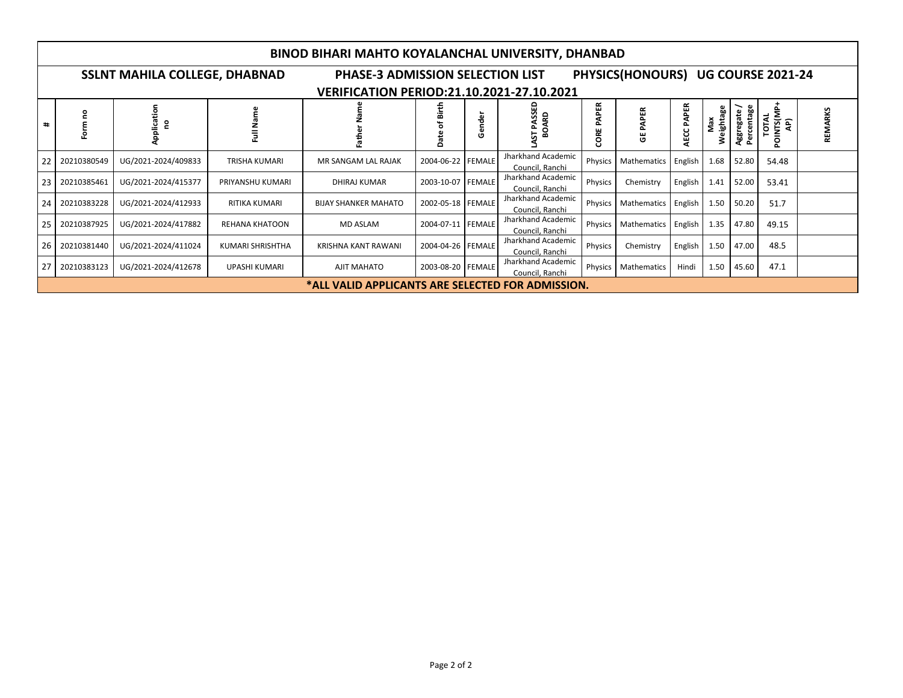# BINOD BIHARI MAHTO KOYALANCHAL UNIVERSITY, DHANBAD

## SSLNT MAHILA COLLEGE, DHABNAD    PHASE-3 ADMISSION SELECTION LIST    PHYSICS(HONOURS) UG COURSE 2021-24

### VERIFICATION PERIOD:21.10.2021-27.10.2021

| # | Form no | Application no | Full Name | Father Name | Date of Birth | Gender | LAST PASSED BOARD | CORE PAPER | GE PAPER | AECC PAPER | Max Weightage | Aggregate / Percentage | TOTAL POINTS(MP+AP) | REMARKS |
|---|---|---|---|---|---|---|---|---|---|---|---|---|---|---|
| 22 | 20210380549 | UG/2021-2024/409833 | TRISHA KUMARI | MR SANGAM LAL RAJAK | 2004-06-22 | FEMALE | Jharkhand Academic Council, Ranchi | Physics | Mathematics | English | 1.68 | 52.80 | 54.48 | |
| 23 | 20210385461 | UG/2021-2024/415377 | PRIYANSHU KUMARI | DHIRAJ KUMAR | 2003-10-07 | FEMALE | Jharkhand Academic Council, Ranchi | Physics | Chemistry | English | 1.41 | 52.00 | 53.41 | |
| 24 | 20210383228 | UG/2021-2024/412933 | RITIKA KUMARI | BIJAY SHANKER MAHATO | 2002-05-18 | FEMALE | Jharkhand Academic Council, Ranchi | Physics | Mathematics | English | 1.50 | 50.20 | 51.7 | |
| 25 | 20210387925 | UG/2021-2024/417882 | REHANA KHATOON | MD ASLAM | 2004-07-11 | FEMALE | Jharkhand Academic Council, Ranchi | Physics | Mathematics | English | 1.35 | 47.80 | 49.15 | |
| 26 | 20210381440 | UG/2021-2024/411024 | KUMARI SHRISHTHA | KRISHNA KANT RAWANI | 2004-04-26 | FEMALE | Jharkhand Academic Council, Ranchi | Physics | Chemistry | English | 1.50 | 47.00 | 48.5 | |
| 27 | 20210383123 | UG/2021-2024/412678 | UPASHI KUMARI | AJIT MAHATO | 2003-08-20 | FEMALE | Jharkhand Academic Council, Ranchi | Physics | Mathematics | Hindi | 1.50 | 45.60 | 47.1 | |

**\*ALL VALID APPLICANTS ARE SELECTED FOR ADMISSION.**